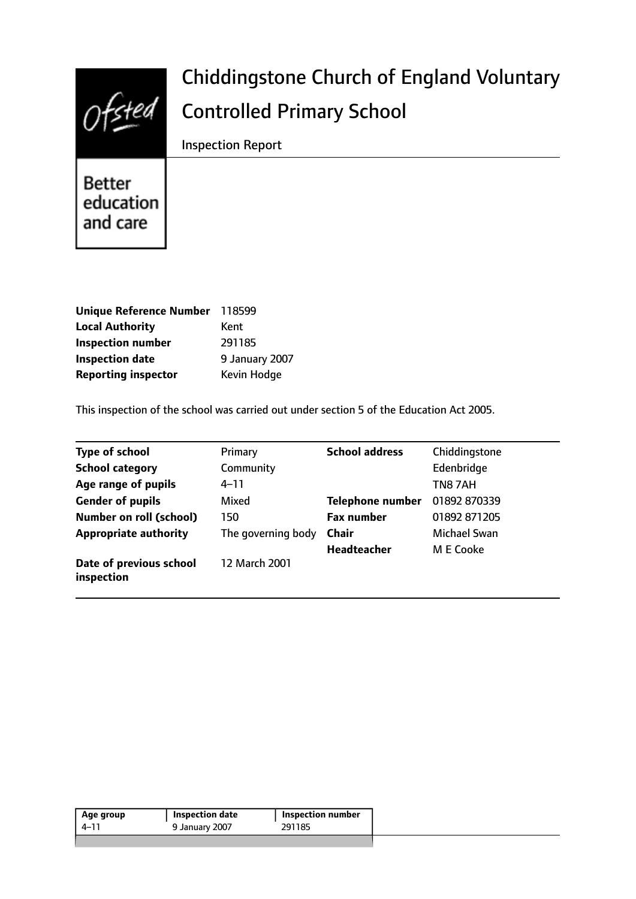# Chiddingstone Church of England Voluntary Controlled Primary School

Inspection Report

Better education and care

| | |
|---|---|
| **Unique Reference Number** | 118599 |
| **Local Authority** | Kent |
| **Inspection number** | 291185 |
| **Inspection date** | 9 January 2007 |
| **Reporting inspector** | Kevin Hodge |

This inspection of the school was carried out under section 5 of the Education Act 2005.

| | | | |
|---|---|---|---|
| **Type of school** | Primary | **School address** | Chiddingstone |
| **School category** | Community | | Edenbridge |
| **Age range of pupils** | 4–11 | | TN8 7AH |
| **Gender of pupils** | Mixed | **Telephone number** | 01892 870339 |
| **Number on roll (school)** | 150 | **Fax number** | 01892 871205 |
| **Appropriate authority** | The governing body | **Chair** | Michael Swan |
| | | **Headteacher** | M E Cooke |
| **Date of previous school inspection** | 12 March 2001 | | |

| Age group | Inspection date | Inspection number |
|---|---|---|
| 4–11 | 9 January 2007 | 291185 |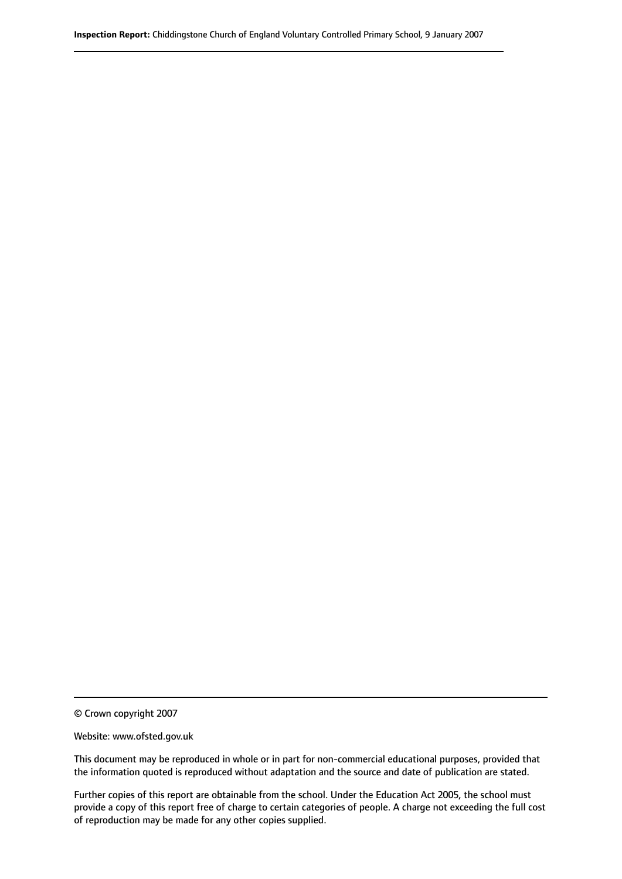© Crown copyright 2007

Website: www.ofsted.gov.uk

This document may be reproduced in whole or in part for non-commercial educational purposes, provided that the information quoted is reproduced without adaptation and the source and date of publication are stated.

Further copies of this report are obtainable from the school. Under the Education Act 2005, the school must provide a copy of this report free of charge to certain categories of people. A charge not exceeding the full cost of reproduction may be made for any other copies supplied.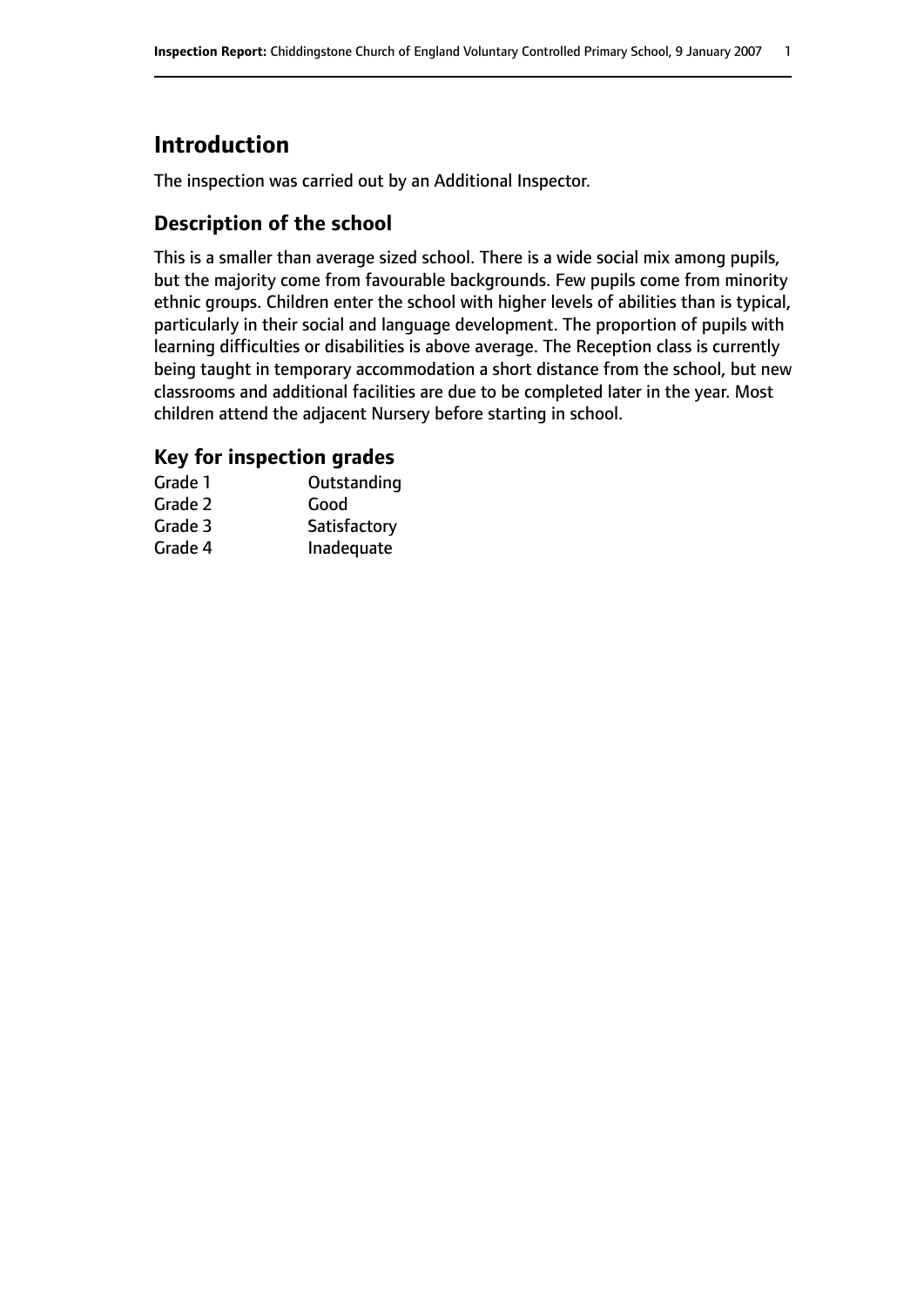# Introduction

The inspection was carried out by an Additional Inspector.

## Description of the school

This is a smaller than average sized school. There is a wide social mix among pupils, but the majority come from favourable backgrounds. Few pupils come from minority ethnic groups. Children enter the school with higher levels of abilities than is typical, particularly in their social and language development. The proportion of pupils with learning difficulties or disabilities is above average. The Reception class is currently being taught in temporary accommodation a short distance from the school, but new classrooms and additional facilities are due to be completed later in the year. Most children attend the adjacent Nursery before starting in school.

## Key for inspection grades

| | |
|---|---|
| Grade 1 | Outstanding |
| Grade 2 | Good |
| Grade 3 | Satisfactory |
| Grade 4 | Inadequate |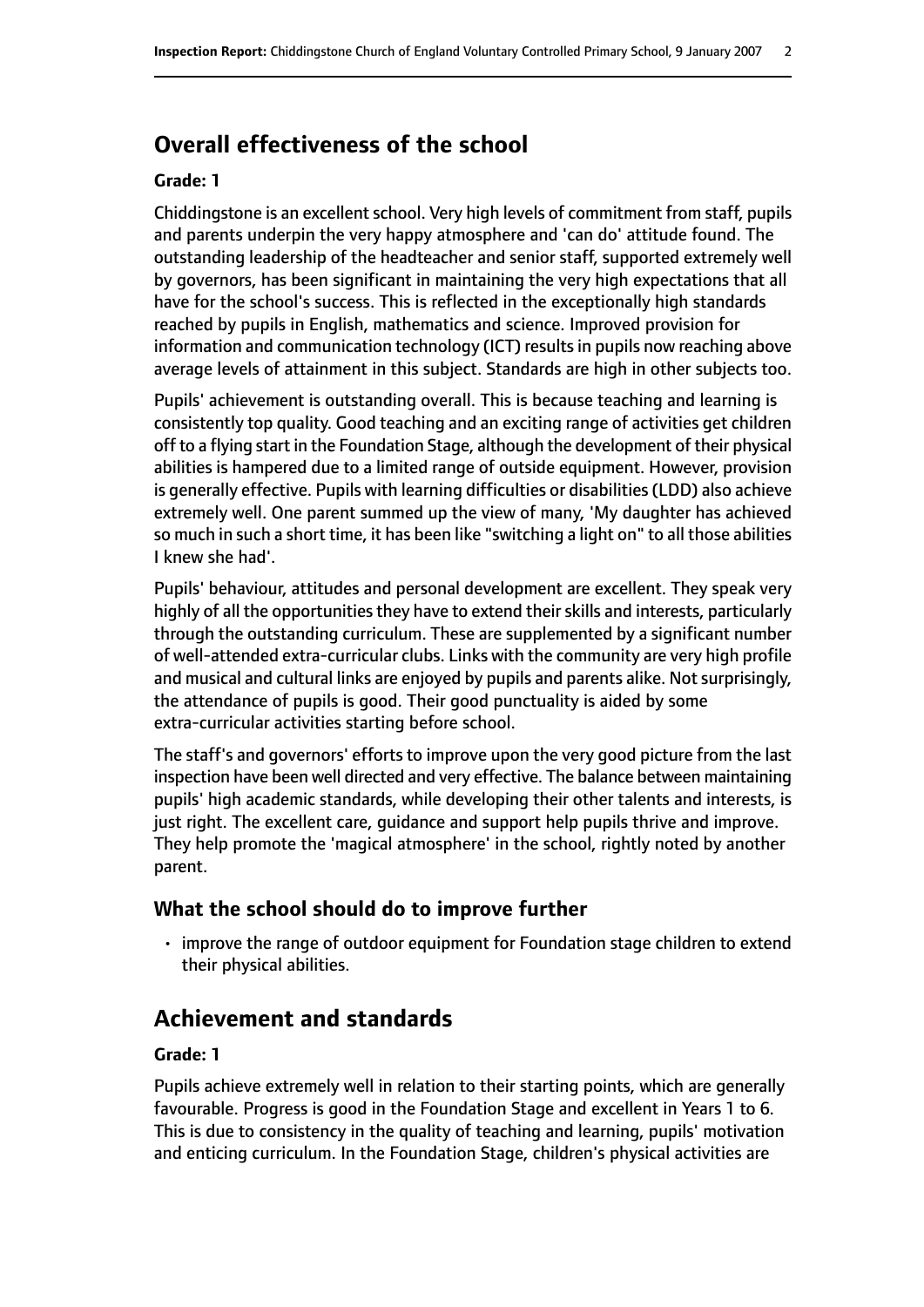## Overall effectiveness of the school

**Grade: 1**

Chiddingstone is an excellent school. Very high levels of commitment from staff, pupils and parents underpin the very happy atmosphere and 'can do' attitude found. The outstanding leadership of the headteacher and senior staff, supported extremely well by governors, has been significant in maintaining the very high expectations that all have for the school's success. This is reflected in the exceptionally high standards reached by pupils in English, mathematics and science. Improved provision for information and communication technology (ICT) results in pupils now reaching above average levels of attainment in this subject. Standards are high in other subjects too.

Pupils' achievement is outstanding overall. This is because teaching and learning is consistently top quality. Good teaching and an exciting range of activities get children off to a flying start in the Foundation Stage, although the development of their physical abilities is hampered due to a limited range of outside equipment. However, provision is generally effective. Pupils with learning difficulties or disabilities (LDD) also achieve extremely well. One parent summed up the view of many, 'My daughter has achieved so much in such a short time, it has been like "switching a light on" to all those abilities I knew she had'.

Pupils' behaviour, attitudes and personal development are excellent. They speak very highly of all the opportunities they have to extend their skills and interests, particularly through the outstanding curriculum. These are supplemented by a significant number of well-attended extra-curricular clubs. Links with the community are very high profile and musical and cultural links are enjoyed by pupils and parents alike. Not surprisingly, the attendance of pupils is good. Their good punctuality is aided by some extra-curricular activities starting before school.

The staff's and governors' efforts to improve upon the very good picture from the last inspection have been well directed and very effective. The balance between maintaining pupils' high academic standards, while developing their other talents and interests, is just right. The excellent care, guidance and support help pupils thrive and improve. They help promote the 'magical atmosphere' in the school, rightly noted by another parent.

### What the school should do to improve further

- improve the range of outdoor equipment for Foundation stage children to extend their physical abilities.

## Achievement and standards

**Grade: 1**

Pupils achieve extremely well in relation to their starting points, which are generally favourable. Progress is good in the Foundation Stage and excellent in Years 1 to 6. This is due to consistency in the quality of teaching and learning, pupils' motivation and enticing curriculum. In the Foundation Stage, children's physical activities are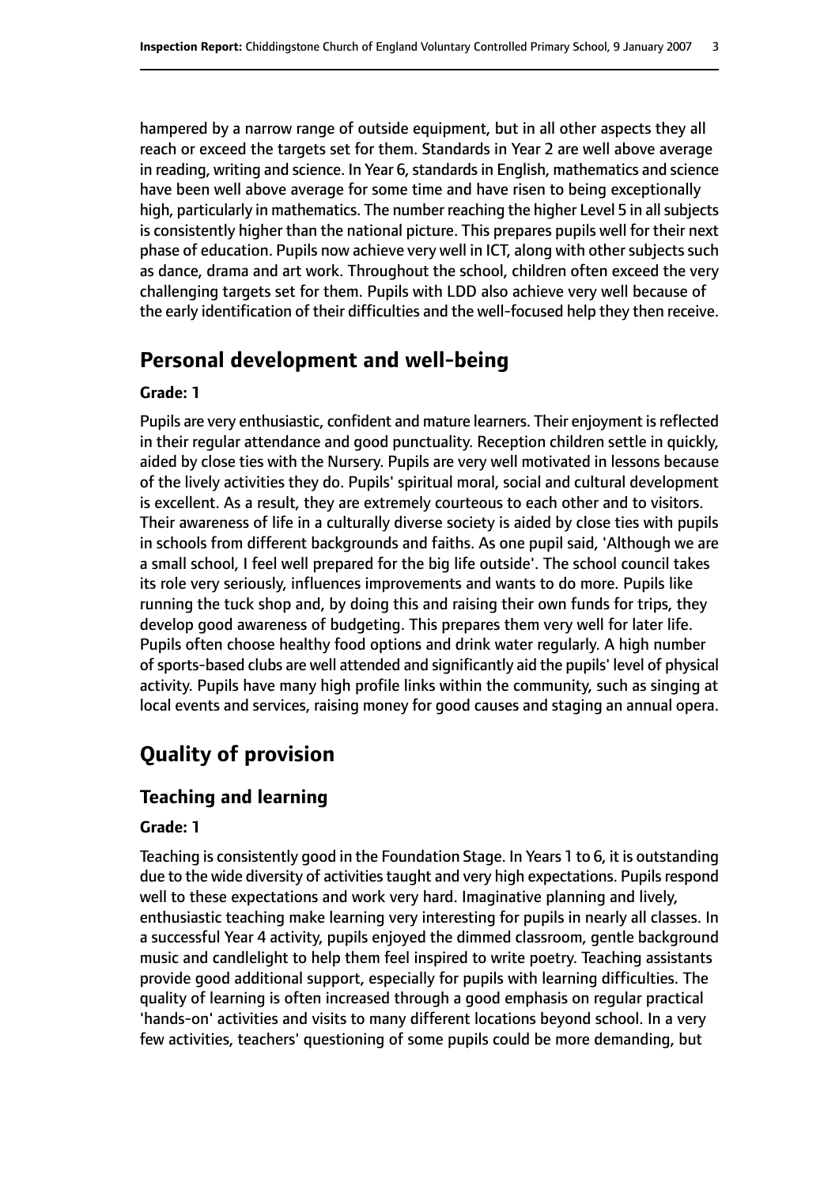hampered by a narrow range of outside equipment, but in all other aspects they all reach or exceed the targets set for them. Standards in Year 2 are well above average in reading, writing and science. In Year 6, standards in English, mathematics and science have been well above average for some time and have risen to being exceptionally high, particularly in mathematics. The number reaching the higher Level 5 in all subjects is consistently higher than the national picture. This prepares pupils well for their next phase of education. Pupils now achieve very well in ICT, along with other subjects such as dance, drama and art work. Throughout the school, children often exceed the very challenging targets set for them. Pupils with LDD also achieve very well because of the early identification of their difficulties and the well-focused help they then receive.

## Personal development and well-being

**Grade: 1**

Pupils are very enthusiastic, confident and mature learners. Their enjoyment is reflected in their regular attendance and good punctuality. Reception children settle in quickly, aided by close ties with the Nursery. Pupils are very well motivated in lessons because of the lively activities they do. Pupils' spiritual moral, social and cultural development is excellent. As a result, they are extremely courteous to each other and to visitors. Their awareness of life in a culturally diverse society is aided by close ties with pupils in schools from different backgrounds and faiths. As one pupil said, 'Although we are a small school, I feel well prepared for the big life outside'. The school council takes its role very seriously, influences improvements and wants to do more. Pupils like running the tuck shop and, by doing this and raising their own funds for trips, they develop good awareness of budgeting. This prepares them very well for later life. Pupils often choose healthy food options and drink water regularly. A high number of sports-based clubs are well attended and significantly aid the pupils' level of physical activity. Pupils have many high profile links within the community, such as singing at local events and services, raising money for good causes and staging an annual opera.

## Quality of provision

### Teaching and learning

**Grade: 1**

Teaching is consistently good in the Foundation Stage. In Years 1 to 6, it is outstanding due to the wide diversity of activities taught and very high expectations. Pupils respond well to these expectations and work very hard. Imaginative planning and lively, enthusiastic teaching make learning very interesting for pupils in nearly all classes. In a successful Year 4 activity, pupils enjoyed the dimmed classroom, gentle background music and candlelight to help them feel inspired to write poetry. Teaching assistants provide good additional support, especially for pupils with learning difficulties. The quality of learning is often increased through a good emphasis on regular practical 'hands-on' activities and visits to many different locations beyond school. In a very few activities, teachers' questioning of some pupils could be more demanding, but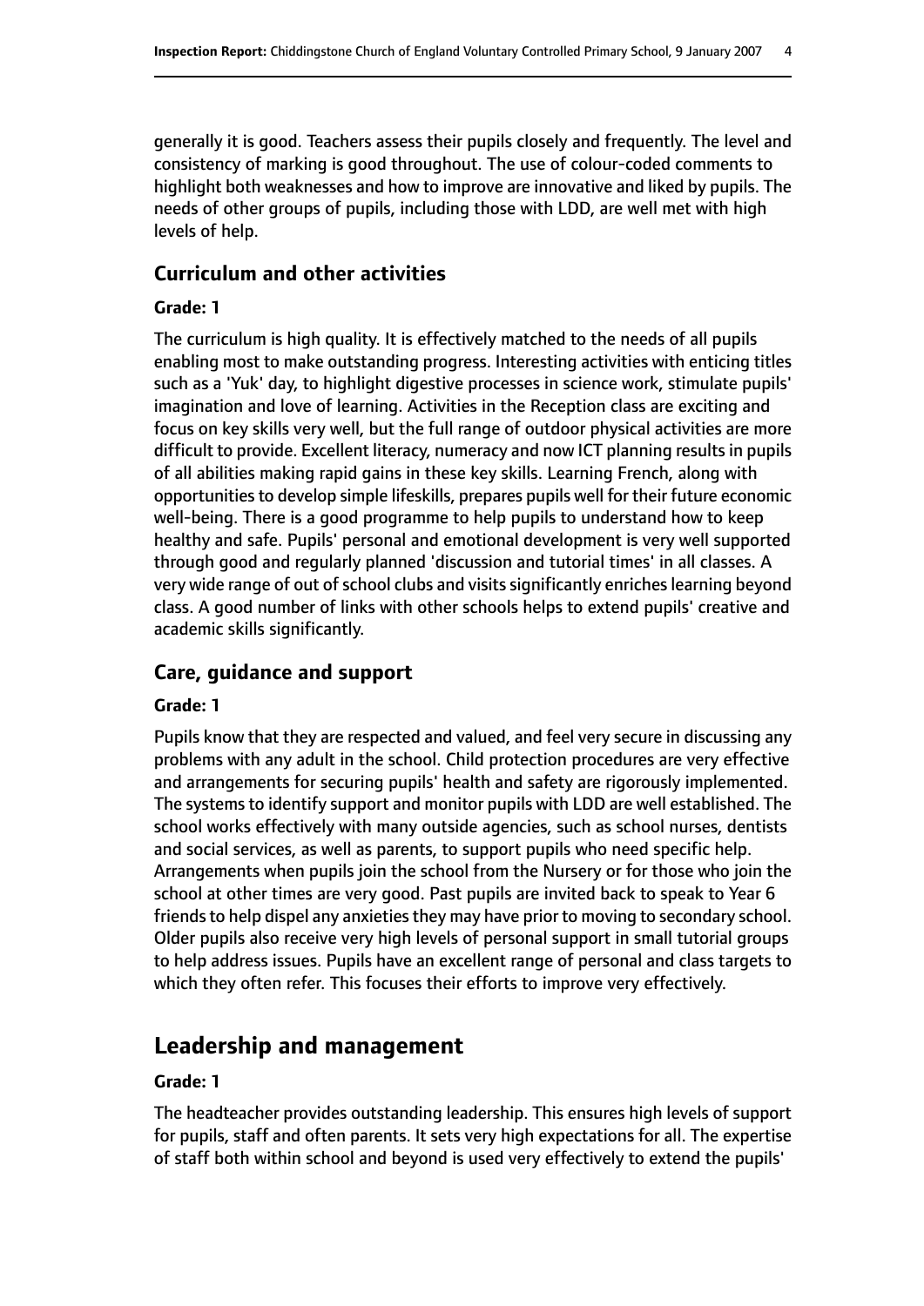generally it is good. Teachers assess their pupils closely and frequently. The level and consistency of marking is good throughout. The use of colour-coded comments to highlight both weaknesses and how to improve are innovative and liked by pupils. The needs of other groups of pupils, including those with LDD, are well met with high levels of help.

### Curriculum and other activities

#### Grade: 1

The curriculum is high quality. It is effectively matched to the needs of all pupils enabling most to make outstanding progress. Interesting activities with enticing titles such as a 'Yuk' day, to highlight digestive processes in science work, stimulate pupils' imagination and love of learning. Activities in the Reception class are exciting and focus on key skills very well, but the full range of outdoor physical activities are more difficult to provide. Excellent literacy, numeracy and now ICT planning results in pupils of all abilities making rapid gains in these key skills. Learning French, along with opportunities to develop simple lifeskills, prepares pupils well for their future economic well-being. There is a good programme to help pupils to understand how to keep healthy and safe. Pupils' personal and emotional development is very well supported through good and regularly planned 'discussion and tutorial times' in all classes. A very wide range of out of school clubs and visits significantly enriches learning beyond class. A good number of links with other schools helps to extend pupils' creative and academic skills significantly.

### Care, guidance and support

#### Grade: 1

Pupils know that they are respected and valued, and feel very secure in discussing any problems with any adult in the school. Child protection procedures are very effective and arrangements for securing pupils' health and safety are rigorously implemented. The systems to identify support and monitor pupils with LDD are well established. The school works effectively with many outside agencies, such as school nurses, dentists and social services, as well as parents, to support pupils who need specific help. Arrangements when pupils join the school from the Nursery or for those who join the school at other times are very good. Past pupils are invited back to speak to Year 6 friends to help dispel any anxieties they may have prior to moving to secondary school. Older pupils also receive very high levels of personal support in small tutorial groups to help address issues. Pupils have an excellent range of personal and class targets to which they often refer. This focuses their efforts to improve very effectively.

## Leadership and management

#### Grade: 1

The headteacher provides outstanding leadership. This ensures high levels of support for pupils, staff and often parents. It sets very high expectations for all. The expertise of staff both within school and beyond is used very effectively to extend the pupils'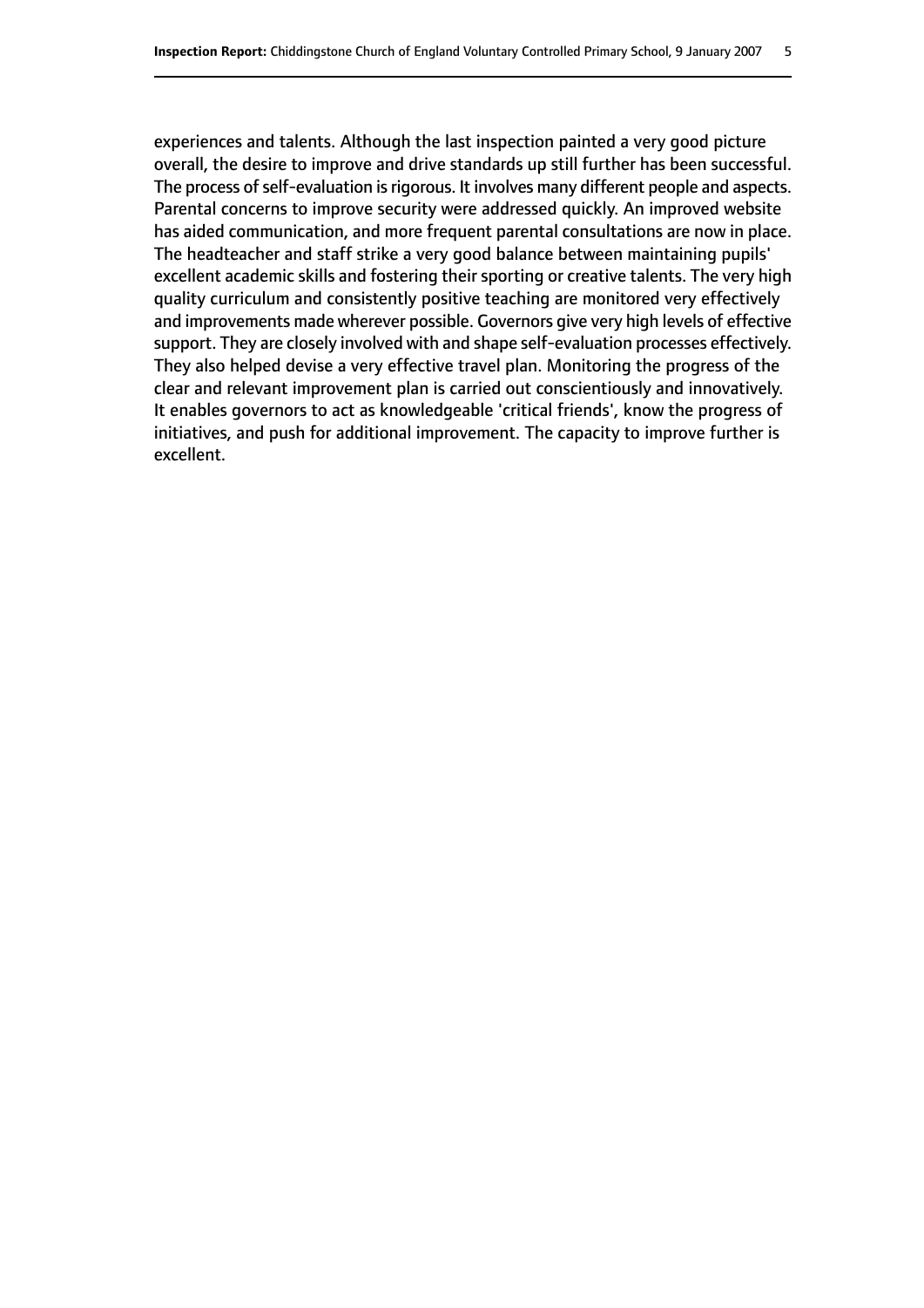experiences and talents. Although the last inspection painted a very good picture overall, the desire to improve and drive standards up still further has been successful. The process of self-evaluation is rigorous. It involves many different people and aspects. Parental concerns to improve security were addressed quickly. An improved website has aided communication, and more frequent parental consultations are now in place. The headteacher and staff strike a very good balance between maintaining pupils' excellent academic skills and fostering their sporting or creative talents. The very high quality curriculum and consistently positive teaching are monitored very effectively and improvements made wherever possible. Governors give very high levels of effective support. They are closely involved with and shape self-evaluation processes effectively. They also helped devise a very effective travel plan. Monitoring the progress of the clear and relevant improvement plan is carried out conscientiously and innovatively. It enables governors to act as knowledgeable 'critical friends', know the progress of initiatives, and push for additional improvement. The capacity to improve further is excellent.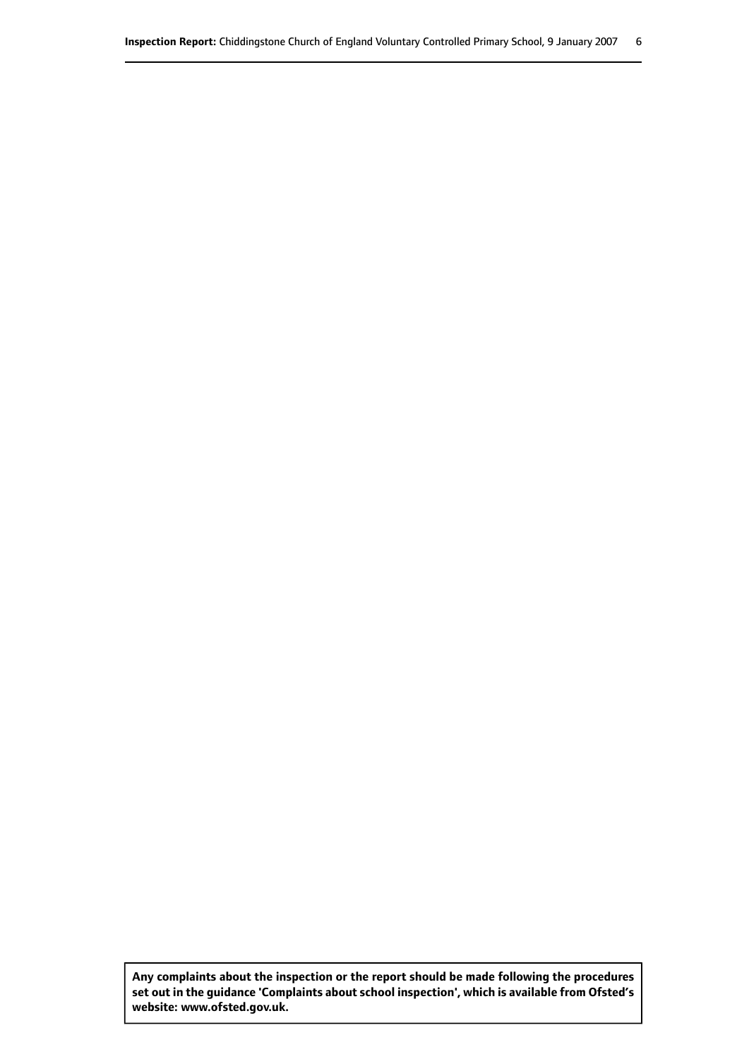**Any complaints about the inspection or the report should be made following the procedures set out in the guidance 'Complaints about school inspection', which is available from Ofsted's website: www.ofsted.gov.uk.**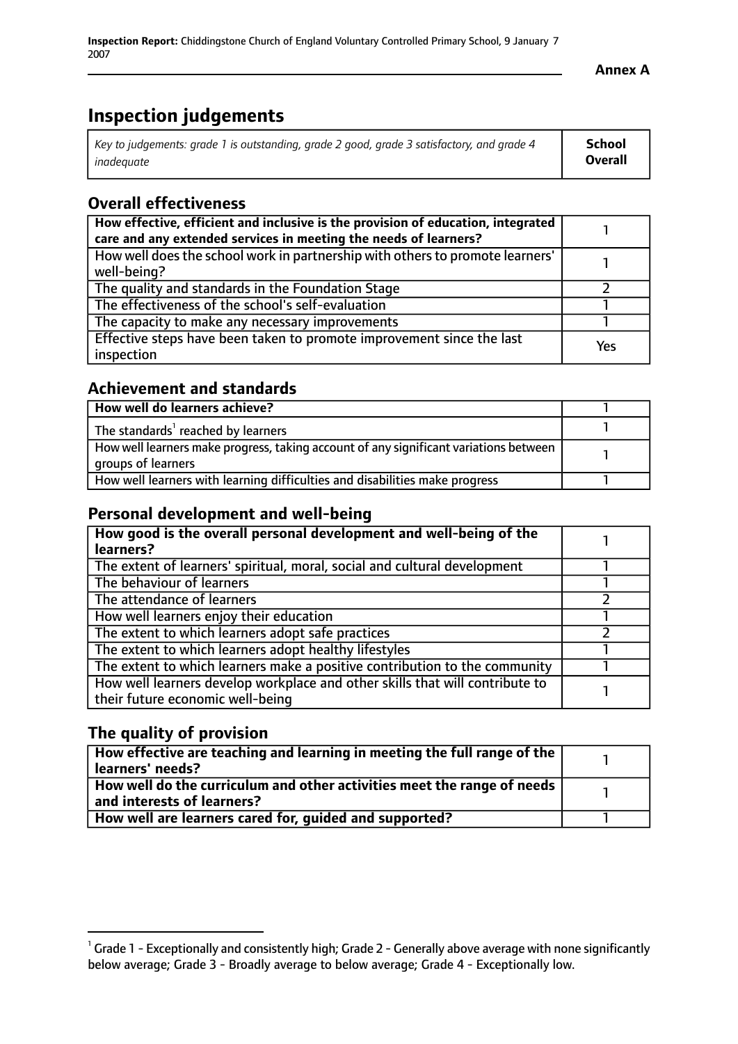**Annex A**

# Inspection judgements

| *Key to judgements: grade 1 is outstanding, grade 2 good, grade 3 satisfactory, and grade 4 inadequate* | **School Overall** |
|---|---|

## Overall effectiveness

| | |
|---|---|
| **How effective, efficient and inclusive is the provision of education, integrated care and any extended services in meeting the needs of learners?** | 1 |
| How well does the school work in partnership with others to promote learners' well-being? | 1 |
| The quality and standards in the Foundation Stage | 2 |
| The effectiveness of the school's self-evaluation | 1 |
| The capacity to make any necessary improvements | 1 |
| Effective steps have been taken to promote improvement since the last inspection | Yes |

## Achievement and standards

| | |
|---|---|
| **How well do learners achieve?** | 1 |
| The standards[1] reached by learners | 1 |
| How well learners make progress, taking account of any significant variations between groups of learners | 1 |
| How well learners with learning difficulties and disabilities make progress | 1 |

## Personal development and well-being

| | |
|---|---|
| **How good is the overall personal development and well-being of the learners?** | 1 |
| The extent of learners' spiritual, moral, social and cultural development | 1 |
| The behaviour of learners | 1 |
| The attendance of learners | 2 |
| How well learners enjoy their education | 1 |
| The extent to which learners adopt safe practices | 2 |
| The extent to which learners adopt healthy lifestyles | 1 |
| The extent to which learners make a positive contribution to the community | 1 |
| How well learners develop workplace and other skills that will contribute to their future economic well-being | 1 |

## The quality of provision

| | |
|---|---|
| **How effective are teaching and learning in meeting the full range of the learners' needs?** | 1 |
| **How well do the curriculum and other activities meet the range of needs and interests of learners?** | 1 |
| **How well are learners cared for, guided and supported?** | 1 |

[1] Grade 1 - Exceptionally and consistently high; Grade 2 - Generally above average with none significantly below average; Grade 3 - Broadly average to below average; Grade 4 - Exceptionally low.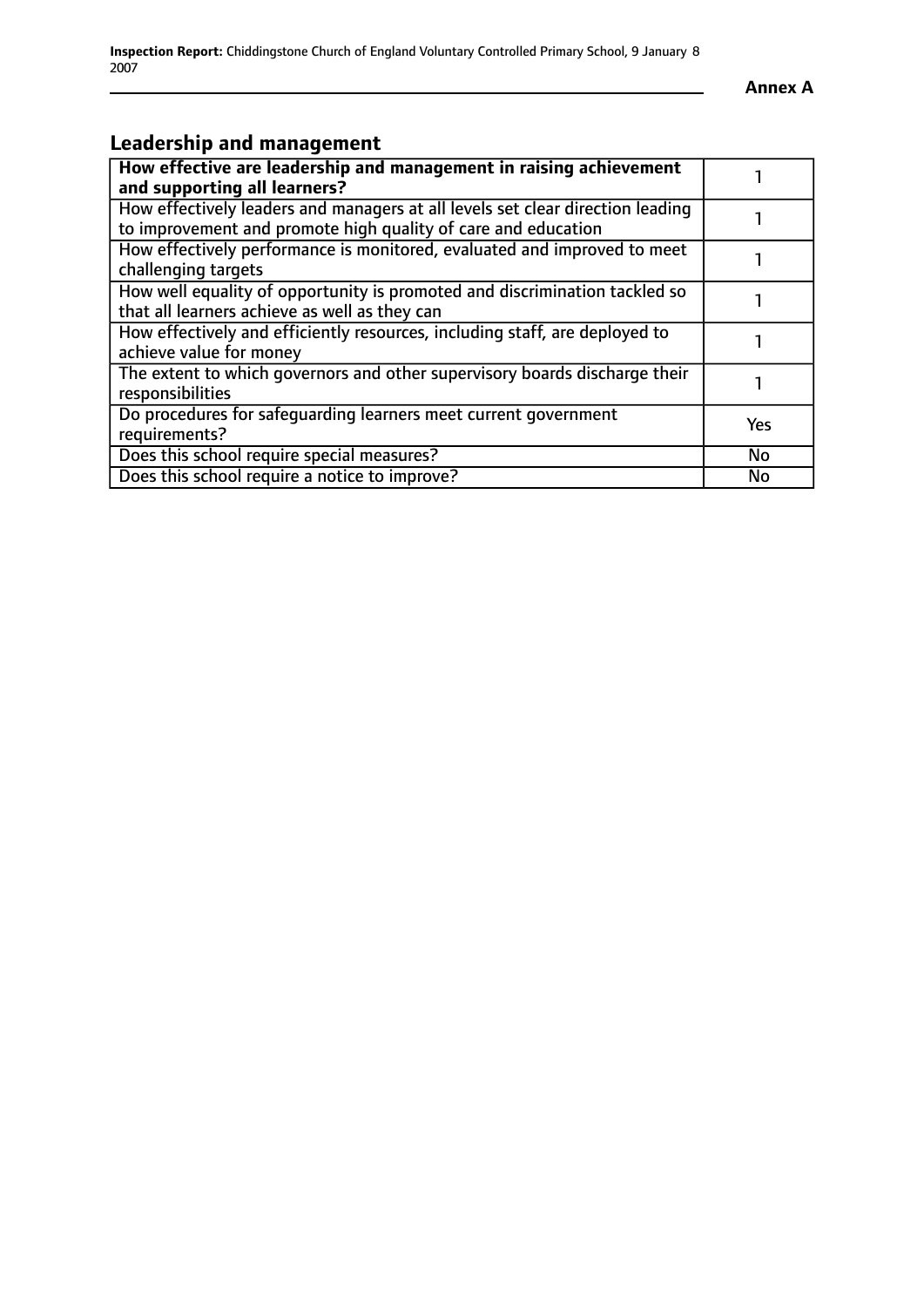## Leadership and management

| | |
|---|---|
| **How effective are leadership and management in raising achievement and supporting all learners?** | 1 |
| How effectively leaders and managers at all levels set clear direction leading to improvement and promote high quality of care and education | 1 |
| How effectively performance is monitored, evaluated and improved to meet challenging targets | 1 |
| How well equality of opportunity is promoted and discrimination tackled so that all learners achieve as well as they can | 1 |
| How effectively and efficiently resources, including staff, are deployed to achieve value for money | 1 |
| The extent to which governors and other supervisory boards discharge their responsibilities | 1 |
| Do procedures for safeguarding learners meet current government requirements? | Yes |
| Does this school require special measures? | No |
| Does this school require a notice to improve? | No |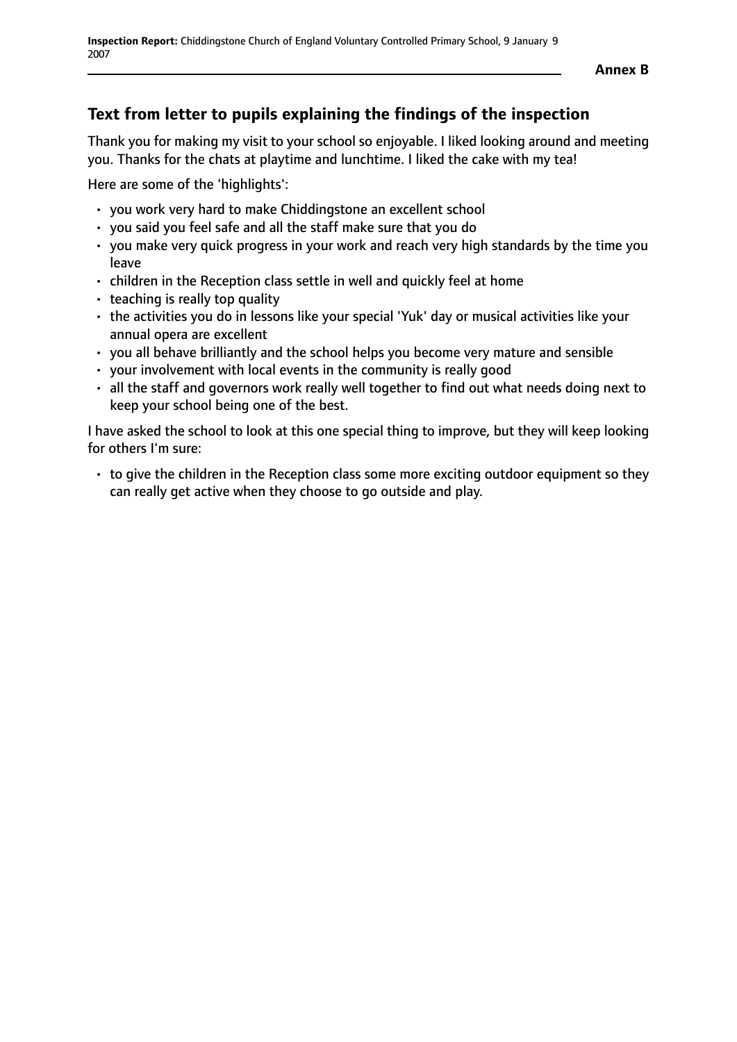## Text from letter to pupils explaining the findings of the inspection

Thank you for making my visit to your school so enjoyable. I liked looking around and meeting you. Thanks for the chats at playtime and lunchtime. I liked the cake with my tea!

Here are some of the 'highlights':

- you work very hard to make Chiddingstone an excellent school
- you said you feel safe and all the staff make sure that you do
- you make very quick progress in your work and reach very high standards by the time you leave
- children in the Reception class settle in well and quickly feel at home
- teaching is really top quality
- the activities you do in lessons like your special 'Yuk' day or musical activities like your annual opera are excellent
- you all behave brilliantly and the school helps you become very mature and sensible
- your involvement with local events in the community is really good
- all the staff and governors work really well together to find out what needs doing next to keep your school being one of the best.

I have asked the school to look at this one special thing to improve, but they will keep looking for others I'm sure:

- to give the children in the Reception class some more exciting outdoor equipment so they can really get active when they choose to go outside and play.